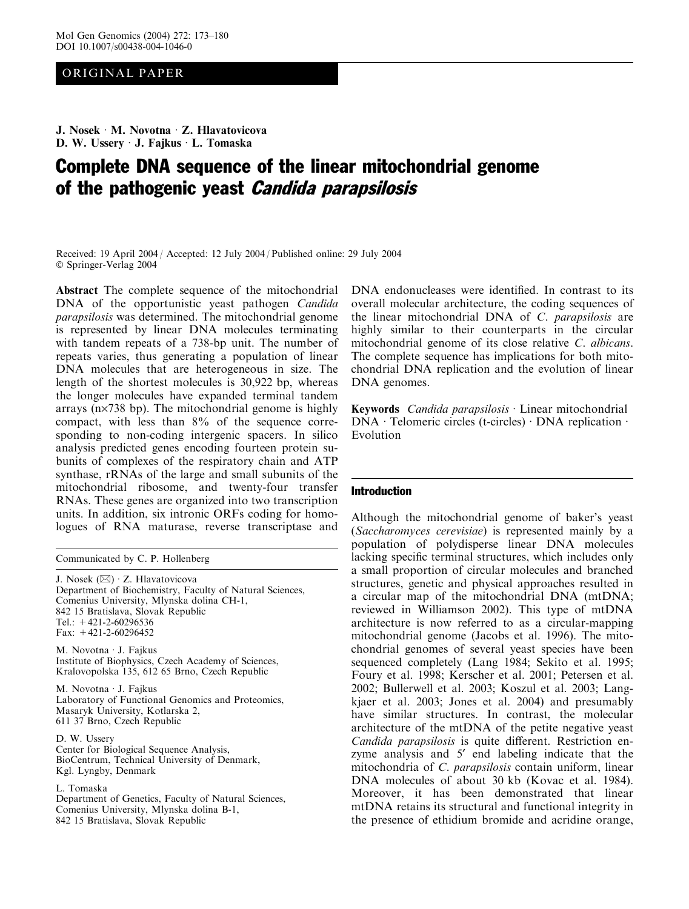ORIGINAL PAPER

**J. Nosek · M. Novotna · Z. Hlavatovicova**
**D. W. Ussery · J. Fajkus · L. Tomaska**

# Complete DNA sequence of the linear mitochondrial genome of the pathogenic yeast *Candida parapsilosis*

Received: 19 April 2004 / Accepted: 12 July 2004 / Published online: 29 July 2004
© Springer-Verlag 2004

**Abstract** The complete sequence of the mitochondrial DNA of the opportunistic yeast pathogen *Candida parapsilosis* was determined. The mitochondrial genome is represented by linear DNA molecules terminating with tandem repeats of a 738-bp unit. The number of repeats varies, thus generating a population of linear DNA molecules that are heterogeneous in size. The length of the shortest molecules is 30,922 bp, whereas the longer molecules have expanded terminal tandem arrays (n×738 bp). The mitochondrial genome is highly compact, with less than 8% of the sequence corresponding to non-coding intergenic spacers. In silico analysis predicted genes encoding fourteen protein subunits of complexes of the respiratory chain and ATP synthase, rRNAs of the large and small subunits of the mitochondrial ribosome, and twenty-four transfer RNAs. These genes are organized into two transcription units. In addition, six intronic ORFs coding for homologues of RNA maturase, reverse transcriptase and DNA endonucleases were identified. In contrast to its overall molecular architecture, the coding sequences of the linear mitochondrial DNA of *C. parapsilosis* are highly similar to their counterparts in the circular mitochondrial genome of its close relative *C. albicans*. The complete sequence has implications for both mitochondrial DNA replication and the evolution of linear DNA genomes.

**Keywords** *Candida parapsilosis* · Linear mitochondrial DNA · Telomeric circles (t-circles) · DNA replication · Evolution

Communicated by C. P. Hollenberg

J. Nosek (✉) · Z. Hlavatovicova
Department of Biochemistry, Faculty of Natural Sciences, Comenius University, Mlynska dolina CH-1, 842 15 Bratislava, Slovak Republic
Tel.: +421-2-60296536
Fax: +421-2-60296452

M. Novotna · J. Fajkus
Institute of Biophysics, Czech Academy of Sciences, Kralovopolska 135, 612 65 Brno, Czech Republic

M. Novotna · J. Fajkus
Laboratory of Functional Genomics and Proteomics, Masaryk University, Kotlarska 2, 611 37 Brno, Czech Republic

D. W. Ussery
Center for Biological Sequence Analysis, BioCentrum, Technical University of Denmark, Kgl. Lyngby, Denmark

L. Tomaska
Department of Genetics, Faculty of Natural Sciences, Comenius University, Mlynska dolina B-1, 842 15 Bratislava, Slovak Republic

## Introduction

Although the mitochondrial genome of baker's yeast (*Saccharomyces cerevisiae*) is represented mainly by a population of polydisperse linear DNA molecules lacking specific terminal structures, which includes only a small proportion of circular molecules and branched structures, genetic and physical approaches resulted in a circular map of the mitochondrial DNA (mtDNA; reviewed in Williamson 2002). This type of mtDNA architecture is now referred to as a circular-mapping mitochondrial genome (Jacobs et al. 1996). The mitochondrial genomes of several yeast species have been sequenced completely (Lang 1984; Sekito et al. 1995; Foury et al. 1998; Kerscher et al. 2001; Petersen et al. 2002; Bullerwell et al. 2003; Koszul et al. 2003; Langkjaer et al. 2003; Jones et al. 2004) and presumably have similar structures. In contrast, the molecular architecture of the mtDNA of the petite negative yeast *Candida parapsilosis* is quite different. Restriction enzyme analysis and 5′ end labeling indicate that the mitochondria of *C. parapsilosis* contain uniform, linear DNA molecules of about 30 kb (Kovac et al. 1984). Moreover, it has been demonstrated that linear mtDNA retains its structural and functional integrity in the presence of ethidium bromide and acridine orange,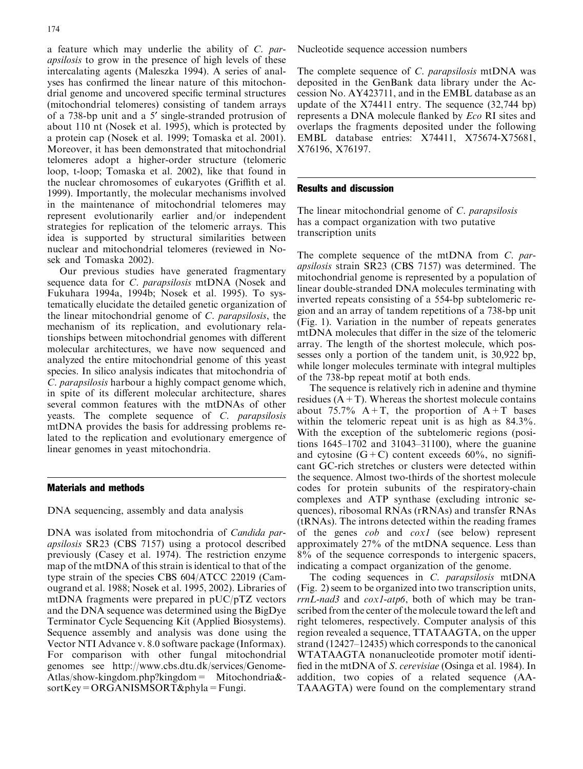a feature which may underlie the ability of *C. parapsilosis* to grow in the presence of high levels of these intercalating agents (Maleszka 1994). A series of analyses has confirmed the linear nature of this mitochondrial genome and uncovered specific terminal structures (mitochondrial telomeres) consisting of tandem arrays of a 738-bp unit and a 5′ single-stranded protrusion of about 110 nt (Nosek et al. 1995), which is protected by a protein cap (Nosek et al. 1999; Tomaska et al. 2001). Moreover, it has been demonstrated that mitochondrial telomeres adopt a higher-order structure (telomeric loop, t-loop; Tomaska et al. 2002), like that found in the nuclear chromosomes of eukaryotes (Griffith et al. 1999). Importantly, the molecular mechanisms involved in the maintenance of mitochondrial telomeres may represent evolutionarily earlier and/or independent strategies for replication of the telomeric arrays. This idea is supported by structural similarities between nuclear and mitochondrial telomeres (reviewed in Nosek and Tomaska 2002).

Our previous studies have generated fragmentary sequence data for *C. parapsilosis* mtDNA (Nosek and Fukuhara 1994a, 1994b; Nosek et al. 1995). To systematically elucidate the detailed genetic organization of the linear mitochondrial genome of *C. parapsilosis*, the mechanism of its replication, and evolutionary relationships between mitochondrial genomes with different molecular architectures, we have now sequenced and analyzed the entire mitochondrial genome of this yeast species. In silico analysis indicates that mitochondria of *C. parapsilosis* harbour a highly compact genome which, in spite of its different molecular architecture, shares several common features with the mtDNAs of other yeasts. The complete sequence of *C. parapsilosis* mtDNA provides the basis for addressing problems related to the replication and evolutionary emergence of linear genomes in yeast mitochondria.

## Materials and methods

DNA sequencing, assembly and data analysis

DNA was isolated from mitochondria of *Candida parapsilosis* SR23 (CBS 7157) using a protocol described previously (Casey et al. 1974). The restriction enzyme map of the mtDNA of this strain is identical to that of the type strain of the species CBS 604/ATCC 22019 (Camougrand et al. 1988; Nosek et al. 1995, 2002). Libraries of mtDNA fragments were prepared in pUC/pTZ vectors and the DNA sequence was determined using the BigDye Terminator Cycle Sequencing Kit (Applied Biosystems). Sequence assembly and analysis was done using the Vector NTI Advance v. 8.0 software package (Informax). For comparison with other fungal mitochondrial genomes see http://www.cbs.dtu.dk/services/GenomeAtlas/show-kingdom.php?kingdom = Mitochondria&sortKey = ORGANISMSORT&phyla = Fungi.

Nucleotide sequence accession numbers

The complete sequence of *C. parapsilosis* mtDNA was deposited in the GenBank data library under the Accession No. AY423711, and in the EMBL database as an update of the X74411 entry. The sequence (32,744 bp) represents a DNA molecule flanked by *Eco* RI sites and overlaps the fragments deposited under the following EMBL database entries: X74411, X75674-X75681, X76196, X76197.

## Results and discussion

The linear mitochondrial genome of *C. parapsilosis* has a compact organization with two putative transcription units

The complete sequence of the mtDNA from *C. parapsilosis* strain SR23 (CBS 7157) was determined. The mitochondrial genome is represented by a population of linear double-stranded DNA molecules terminating with inverted repeats consisting of a 554-bp subtelomeric region and an array of tandem repetitions of a 738-bp unit (Fig. 1). Variation in the number of repeats generates mtDNA molecules that differ in the size of the telomeric array. The length of the shortest molecule, which possesses only a portion of the tandem unit, is 30,922 bp, while longer molecules terminate with integral multiples of the 738-bp repeat motif at both ends.

The sequence is relatively rich in adenine and thymine residues (A + T). Whereas the shortest molecule contains about 75.7% A + T, the proportion of A + T bases within the telomeric repeat unit is as high as 84.3%. With the exception of the subtelomeric regions (positions 1645–1702 and 31043–31100), where the guanine and cytosine (G + C) content exceeds 60%, no significant GC-rich stretches or clusters were detected within the sequence. Almost two-thirds of the shortest molecule codes for protein subunits of the respiratory-chain complexes and ATP synthase (excluding intronic sequences), ribosomal RNAs (rRNAs) and transfer RNAs (tRNAs). The introns detected within the reading frames of the genes *cob* and *cox1* (see below) represent approximately 27% of the mtDNA sequence. Less than 8% of the sequence corresponds to intergenic spacers, indicating a compact organization of the genome.

The coding sequences in *C. parapsilosis* mtDNA (Fig. 2) seem to be organized into two transcription units, *rrnL-nad3* and *cox1-atp6*, both of which may be transcribed from the center of the molecule toward the left and right telomeres, respectively. Computer analysis of this region revealed a sequence, TTATAAGTA, on the upper strand (12427–12435) which corresponds to the canonical WTATAAGTA nonanucleotide promoter motif identified in the mtDNA of *S. cerevisiae* (Osinga et al. 1984). In addition, two copies of a related sequence (AATAAAGTA) were found on the complementary strand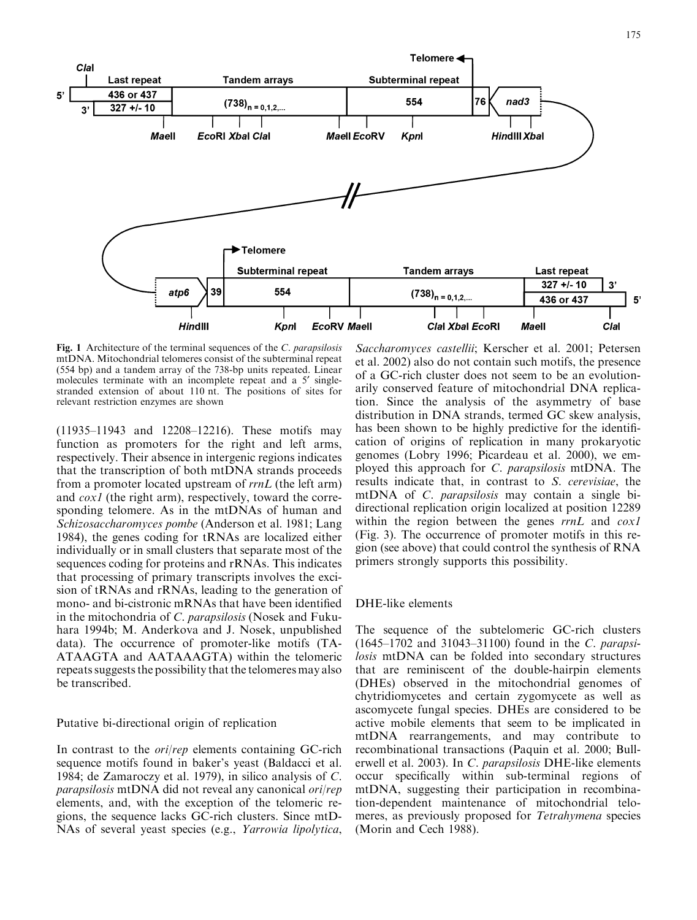ClaI

Last repeat | Tandem arrays | Subterminal repeat | Telomere

5' 436 or 437 | 3' 327 +/- 10 | $(738)_{n = 0,1,2,...}$ | 554 | 76 | nad3

MaeII EcoRI XbaI ClaI MaeII EcoRV KpnI HindIII XbaI

Telomere

atp6 | 39 | Subterminal repeat 554 | Tandem arrays $(738)_{n = 0,1,2,...}$ | Last repeat 327 +/- 10 3' | 436 or 437 5'

HindIII KpnI EcoRV MaeII ClaI XbaI EcoRI MaeII ClaI

**Fig. 1** Architecture of the terminal sequences of the *C. parapsilosis* mtDNA. Mitochondrial telomeres consist of the subterminal repeat (554 bp) and a tandem array of the 738-bp units repeated. Linear molecules terminate with an incomplete repeat and a 5′ single-stranded extension of about 110 nt. The positions of sites for relevant restriction enzymes are shown

(11935–11943 and 12208–12216). These motifs may function as promoters for the right and left arms, respectively. Their absence in intergenic regions indicates that the transcription of both mtDNA strands proceeds from a promoter located upstream of *rrnL* (the left arm) and *cox1* (the right arm), respectively, toward the corresponding telomere. As in the mtDNAs of human and *Schizosaccharomyces pombe* (Anderson et al. 1981; Lang 1984), the genes coding for tRNAs are localized either individually or in small clusters that separate most of the sequences coding for proteins and rRNAs. This indicates that processing of primary transcripts involves the excision of tRNAs and rRNAs, leading to the generation of mono- and bi-cistronic mRNAs that have been identified in the mitochondria of *C. parapsilosis* (Nosek and Fukuhara 1994b; M. Anderkova and J. Nosek, unpublished data). The occurrence of promoter-like motifs (TAATAAGTA and AATAAAGTA) within the telomeric repeats suggests the possibility that the telomeres may also be transcribed.

## Putative bi-directional origin of replication

In contrast to the *ori*/*rep* elements containing GC-rich sequence motifs found in baker's yeast (Baldacci et al. 1984; de Zamaroczy et al. 1979), in silico analysis of *C. parapsilosis* mtDNA did not reveal any canonical *ori*/*rep* elements, and, with the exception of the telomeric regions, the sequence lacks GC-rich clusters. Since mtDNAs of several yeast species (e.g., *Yarrowia lipolytica*, *Saccharomyces castellii*; Kerscher et al. 2001; Petersen et al. 2002) also do not contain such motifs, the presence of a GC-rich cluster does not seem to be an evolutionarily conserved feature of mitochondrial DNA replication. Since the analysis of the asymmetry of base distribution in DNA strands, termed GC skew analysis, has been shown to be highly predictive for the identification of origins of replication in many prokaryotic genomes (Lobry 1996; Picardeau et al. 2000), we employed this approach for *C. parapsilosis* mtDNA. The results indicate that, in contrast to *S. cerevisiae*, the mtDNA of *C. parapsilosis* may contain a single bi-directional replication origin localized at position 12289 within the region between the genes *rrnL* and *cox1* (Fig. 3). The occurrence of promoter motifs in this region (see above) that could control the synthesis of RNA primers strongly supports this possibility.

## DHE-like elements

The sequence of the subtelomeric GC-rich clusters (1645–1702 and 31043–31100) found in the *C. parapsilosis* mtDNA can be folded into secondary structures that are reminiscent of the double-hairpin elements (DHEs) observed in the mitochondrial genomes of chytridiomycetes and certain zygomycete as well as ascomycete fungal species. DHEs are considered to be active mobile elements that seem to be implicated in mtDNA rearrangements, and may contribute to recombinational transactions (Paquin et al. 2000; Bullerwell et al. 2003). In *C. parapsilosis* DHE-like elements occur specifically within sub-terminal regions of mtDNA, suggesting their participation in recombination-dependent maintenance of mitochondrial telomeres, as previously proposed for *Tetrahymena* species (Morin and Cech 1988).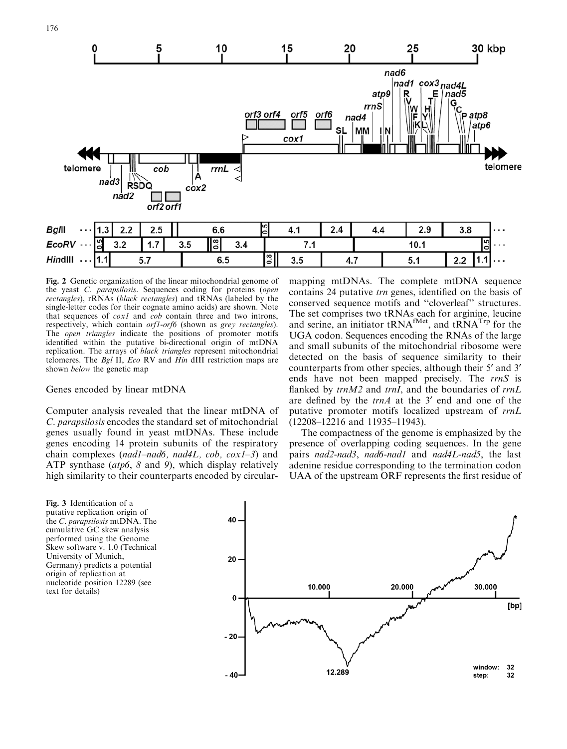0 5 10 15 20 25 30 kbp

nad6
nad1 cox3 nad4L
atp9 R E nad5
rrnS V T G
orf3 orf4 orf5 orf6 nad4 W H C
F Y P atp8
K L atp6
SL MM I N
cox1

telomere cob rrnL telomere
nad3 RSDQ A
nad2 cox2
orf2 orf1

BglII ··· 1.3 2.2 2.5 6.6 0.5 4.1 2.4 4.4 2.9 3.8 ···
EcoRV ··· 0.5 3.2 1.7 3.5 0.8 3.4 7.1 10.1 0.5 ···
HindIII ··· 1.1 5.7 6.5 0.8 3.5 4.7 5.1 2.2 1.1 ···

**Fig. 2** Genetic organization of the linear mitochondrial genome of the yeast *C. parapsilosis*. Sequences coding for proteins (*open rectangles*), rRNAs (*black rectangles*) and tRNAs (labeled by the single-letter codes for their cognate amino acids) are shown. Note that sequences of *cox1* and *cob* contain three and two introns, respectively, which contain *orf1-orf6* (shown as *grey rectangles*). The *open triangles* indicate the positions of promoter motifs identified within the putative bi-directional origin of mtDNA replication. The arrays of *black triangles* represent mitochondrial telomeres. The *Bgl* II, *Eco* RV and *Hin* dIII restriction maps are shown *below* the genetic map

## Genes encoded by linear mtDNA

Computer analysis revealed that the linear mtDNA of *C. parapsilosis* encodes the standard set of mitochondrial genes usually found in yeast mtDNAs. These include genes encoding 14 protein subunits of the respiratory chain complexes (*nad1–nad6, nad4L, cob, cox1–3*) and ATP synthase (*atp6*, *8* and *9*), which display relatively high similarity to their counterparts encoded by circular-mapping mtDNAs. The complete mtDNA sequence contains 24 putative *trn* genes, identified on the basis of conserved sequence motifs and "cloverleaf" structures. The set comprises two tRNAs each for arginine, leucine and serine, an initiator $\mathrm{tRNA}^{\mathrm{fMet}}$, and $\mathrm{tRNA}^{\mathrm{Trp}}$ for the UGA codon. Sequences encoding the RNAs of the large and small subunits of the mitochondrial ribosome were detected on the basis of sequence similarity to their counterparts from other species, although their 5′ and 3′ ends have not been mapped precisely. The *rrnS* is flanked by *trnM2* and *trnI*, and the boundaries of *rrnL* are defined by the *trnA* at the 3′ end and one of the putative promoter motifs localized upstream of *rrnL* (12208–12216 and 11935–11943).

The compactness of the genome is emphasized by the presence of overlapping coding sequences. In the gene pairs *nad2-nad3*, *nad6-nad1* and *nad4L-nad5*, the last adenine residue corresponding to the termination codon UAA of the upstream ORF represents the first residue of

40
20
0
-20
-40
10.000
20.000
30.000
[bp]
12.289
window: 32
step: 32

**Fig. 3** Identification of a putative replication origin of the *C. parapsilosis* mtDNA. The cumulative GC skew analysis performed using the Genome Skew software v. 1.0 (Technical University of Munich, Germany) predicts a potential origin of replication at nucleotide position 12289 (see text for details)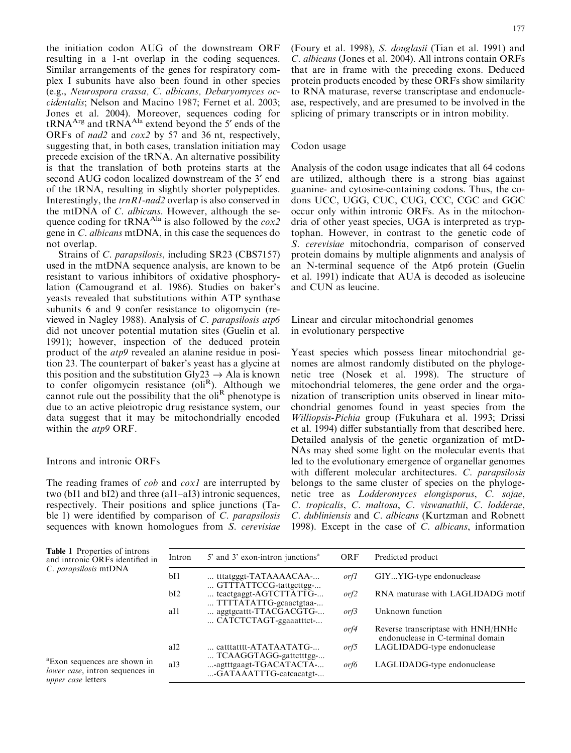the initiation codon AUG of the downstream ORF resulting in a 1-nt overlap in the coding sequences. Similar arrangements of the genes for respiratory complex I subunits have also been found in other species (e.g., *Neurospora crassa, C. albicans, Debaryomyces occidentalis*; Nelson and Macino 1987; Fernet et al. 2003; Jones et al. 2004). Moreover, sequences coding for $tRNA^{Arg}$ and $tRNA^{Ala}$ extend beyond the 5′ ends of the ORFs of *nad2* and *cox2* by 57 and 36 nt, respectively, suggesting that, in both cases, translation initiation may precede excision of the tRNA. An alternative possibility is that the translation of both proteins starts at the second AUG codon localized downstream of the 3′ end of the tRNA, resulting in slightly shorter polypeptides. Interestingly, the *trnR1-nad2* overlap is also conserved in the mtDNA of *C. albicans*. However, although the sequence coding for $tRNA^{Ala}$ is also followed by the *cox2* gene in *C. albicans* mtDNA, in this case the sequences do not overlap.

Strains of *C. parapsilosis*, including SR23 (CBS7157) used in the mtDNA sequence analysis, are known to be resistant to various inhibitors of oxidative phosphorylation (Camougrand et al. 1986). Studies on baker's yeasts revealed that substitutions within ATP synthase subunits 6 and 9 confer resistance to oligomycin (reviewed in Nagley 1988). Analysis of *C. parapsilosis atp6* did not uncover potential mutation sites (Guelin et al. 1991); however, inspection of the deduced protein product of the *atp9* revealed an alanine residue in position 23. The counterpart of baker's yeast has a glycine at this position and the substitution Gly23 → Ala is known to confer oligomycin resistance ($oli^R$). Although we cannot rule out the possibility that the $oli^R$ phenotype is due to an active pleiotropic drug resistance system, our data suggest that it may be mitochondrially encoded within the *atp9* ORF.

## Introns and intronic ORFs

The reading frames of *cob* and *cox1* are interrupted by two (bI1 and bI2) and three (aI1–aI3) intronic sequences, respectively. Their positions and splice junctions (Table 1) were identified by comparison of *C. parapsilosis* sequences with known homologues from *S. cerevisiae* (Foury et al. 1998), *S. douglasii* (Tian et al. 1991) and *C. albicans* (Jones et al. 2004). All introns contain ORFs that are in frame with the preceding exons. Deduced protein products encoded by these ORFs show similarity to RNA maturase, reverse transcriptase and endonuclease, respectively, and are presumed to be involved in the splicing of primary transcripts or in intron mobility.

## Codon usage

Analysis of the codon usage indicates that all 64 codons are utilized, although there is a strong bias against guanine- and cytosine-containing codons. Thus, the codons UCC, UGG, CUC, CUG, CCC, CGC and GGC occur only within intronic ORFs. As in the mitochondria of other yeast species, UGA is interpreted as tryptophan. However, in contrast to the genetic code of *S. cerevisiae* mitochondria, comparison of conserved protein domains by multiple alignments and analysis of an N-terminal sequence of the Atp6 protein (Guelin et al. 1991) indicate that AUA is decoded as isoleucine and CUN as leucine.

## Linear and circular mitochondrial genomes in evolutionary perspective

Yeast species which possess linear mitochondrial genomes are almost randomly distibuted on the phylogenetic tree (Nosek et al. 1998). The structure of mitochondrial telomeres, the gene order and the organization of transcription units observed in linear mitochondrial genomes found in yeast species from the *Williopsis-Pichia* group (Fukuhara et al. 1993; Drissi et al. 1994) differ substantially from that described here. Detailed analysis of the genetic organization of mtDNAs may shed some light on the molecular events that led to the evolutionary emergence of organellar genomes with different molecular architectures. *C. parapsilosis* belongs to the same cluster of species on the phylogenetic tree as *Lodderomyces elongisporus*, *C. sojae*, *C. tropicalis*, *C. maltosa*, *C. viswanathii*, *C. lodderae*, *C. dubliniensis* and *C. albicans* (Kurtzman and Robnett 1998). Except in the case of *C. albicans*, information

**Table 1** Properties of introns and intronic ORFs identified in *C. parapsilosis* mtDNA

| Intron | 5' and 3' exon-intron junctions[a] | ORF | Predicted product |
|---|---|---|---|
| bI1 | ... tttatgggt-TATAAAACAA-... <br> ... GTTTATTCCG-tattgcttgg-... | *orf1* | GIY...YIG-type endonuclease |
| bI2 | ... tcactgaggt-AGTCTTATTG-... <br> ... TTTTATATTG-gcaactgtaa-... | *orf2* | RNA maturase with LAGLIDADG motif |
| aI1 | ... aggtgcattt-TTACGACGTG-... <br> ... CATCTCTAGT-ggaaatttct-... | *orf3* | Unknown function |
| | | *orf4* | Reverse transcriptase with HNH/HNHc endonuclease in C-terminal domain |
| aI2 | ... catttatttt-ATATAATATG-... <br> ... TCAAGGTAGG-gattctttgg-... | *orf5* | LAGLIDADG-type endonuclease |
| aI3 | ...-agtttgaagt-TGACATACTA-... <br> ...-GATAAATTTG-catcacatgt-... | *orf6* | LAGLIDADG-type endonuclease |

[a]Exon sequences are shown in *lower case*, intron sequences in *upper case* letters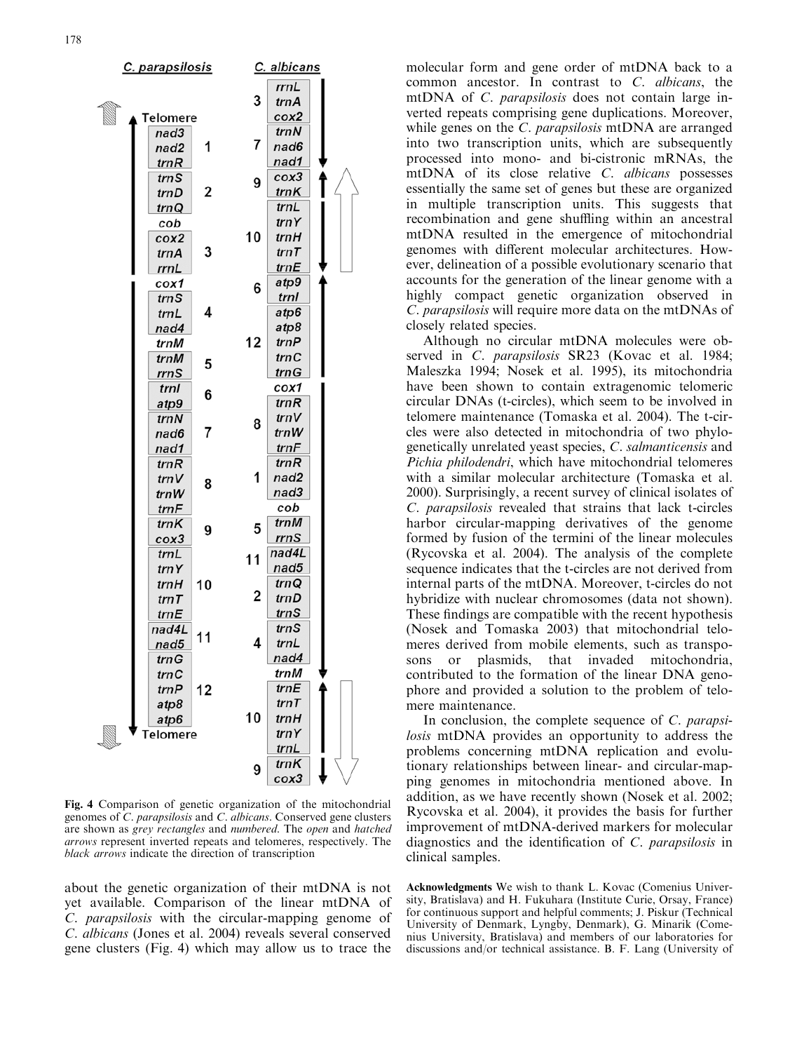Fig. 4 Comparison of genetic organization of the mitochondrial genomes of *C. parapsilosis* and *C. albicans*. Conserved gene clusters are shown as *grey rectangles* and *numbered*. The *open* and *hatched arrows* represent inverted repeats and telomeres, respectively. The *black arrows* indicate the direction of transcription

about the genetic organization of their mtDNA is not yet available. Comparison of the linear mtDNA of *C. parapsilosis* with the circular-mapping genome of *C. albicans* (Jones et al. 2004) reveals several conserved gene clusters (Fig. 4) which may allow us to trace the molecular form and gene order of mtDNA back to a common ancestor. In contrast to *C. albicans*, the mtDNA of *C. parapsilosis* does not contain large inverted repeats comprising gene duplications. Moreover, while genes on the *C. parapsilosis* mtDNA are arranged into two transcription units, which are subsequently processed into mono- and bi-cistronic mRNAs, the mtDNA of its close relative *C. albicans* possesses essentially the same set of genes but these are organized in multiple transcription units. This suggests that recombination and gene shuffling within an ancestral mtDNA resulted in the emergence of mitochondrial genomes with different molecular architectures. However, delineation of a possible evolutionary scenario that accounts for the generation of the linear genome with a highly compact genetic organization observed in *C. parapsilosis* will require more data on the mtDNAs of closely related species.

Although no circular mtDNA molecules were observed in *C. parapsilosis* SR23 (Kovac et al. 1984; Maleszka 1994; Nosek et al. 1995), its mitochondria have been shown to contain extragenomic telomeric circular DNAs (t-circles), which seem to be involved in telomere maintenance (Tomaska et al. 2004). The t-circles were also detected in mitochondria of two phylogenetically unrelated yeast species, *C. salmanticensis* and *Pichia philodendri*, which have mitochondrial telomeres with a similar molecular architecture (Tomaska et al. 2000). Surprisingly, a recent survey of clinical isolates of *C. parapsilosis* revealed that strains that lack t-circles harbor circular-mapping derivatives of the genome formed by fusion of the termini of the linear molecules (Rycovska et al. 2004). The analysis of the complete sequence indicates that the t-circles are not derived from internal parts of the mtDNA. Moreover, t-circles do not hybridize with nuclear chromosomes (data not shown). These findings are compatible with the recent hypothesis (Nosek and Tomaska 2003) that mitochondrial telomeres derived from mobile elements, such as transposons or plasmids, that invaded mitochondria, contributed to the formation of the linear DNA genophore and provided a solution to the problem of telomere maintenance.

In conclusion, the complete sequence of *C. parapsilosis* mtDNA provides an opportunity to address the problems concerning mtDNA replication and evolutionary relationships between linear- and circular-mapping genomes in mitochondria mentioned above. In addition, as we have recently shown (Nosek et al. 2002; Rycovska et al. 2004), it provides the basis for further improvement of mtDNA-derived markers for molecular diagnostics and the identification of *C. parapsilosis* in clinical samples.

**Acknowledgments** We wish to thank L. Kovac (Comenius University, Bratislava) and H. Fukuhara (Institute Curie, Orsay, France) for continuous support and helpful comments; J. Piskur (Technical University of Denmark, Lyngby, Denmark), G. Minarik (Comenius University, Bratislava) and members of our laboratories for discussions and/or technical assistance. B. F. Lang (University of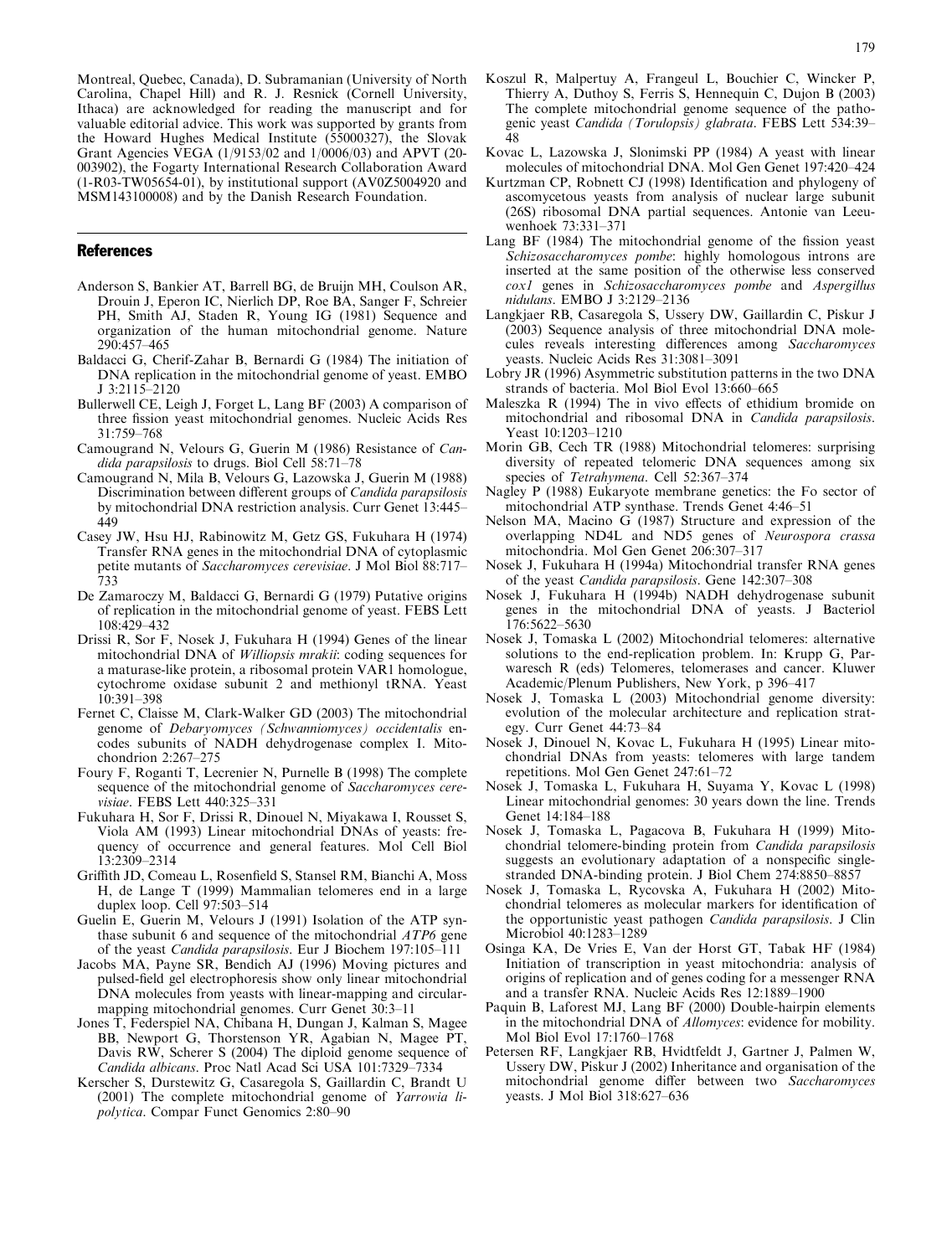Montreal, Quebec, Canada), D. Subramanian (University of North Carolina, Chapel Hill) and R. J. Resnick (Cornell University, Ithaca) are acknowledged for reading the manuscript and for valuable editorial advice. This work was supported by grants from the Howard Hughes Medical Institute (55000327), the Slovak Grant Agencies VEGA (1/9153/02 and 1/0006/03) and APVT (20-003902), the Fogarty International Research Collaboration Award (1-R03-TW05654-01), by institutional support (AV0Z5004920 and MSM143100008) and by the Danish Research Foundation.

## References

Anderson S, Bankier AT, Barrell BG, de Bruijn MH, Coulson AR, Drouin J, Eperon IC, Nierlich DP, Roe BA, Sanger F, Schreier PH, Smith AJ, Staden R, Young IG (1981) Sequence and organization of the human mitochondrial genome. Nature 290:457–465

Baldacci G, Cherif-Zahar B, Bernardi G (1984) The initiation of DNA replication in the mitochondrial genome of yeast. EMBO J 3:2115–2120

Bullerwell CE, Leigh J, Forget L, Lang BF (2003) A comparison of three fission yeast mitochondrial genomes. Nucleic Acids Res 31:759–768

Camougrand N, Velours G, Guerin M (1986) Resistance of *Candida parapsilosis* to drugs. Biol Cell 58:71–78

Camougrand N, Mila B, Velours G, Lazowska J, Guerin M (1988) Discrimination between different groups of *Candida parapsilosis* by mitochondrial DNA restriction analysis. Curr Genet 13:445–449

Casey JW, Hsu HJ, Rabinowitz M, Getz GS, Fukuhara H (1974) Transfer RNA genes in the mitochondrial DNA of cytoplasmic petite mutants of *Saccharomyces cerevisiae*. J Mol Biol 88:717–733

De Zamaroczy M, Baldacci G, Bernardi G (1979) Putative origins of replication in the mitochondrial genome of yeast. FEBS Lett 108:429–432

Drissi R, Sor F, Nosek J, Fukuhara H (1994) Genes of the linear mitochondrial DNA of *Williopsis mrakii*: coding sequences for a maturase-like protein, a ribosomal protein VAR1 homologue, cytochrome oxidase subunit 2 and methionyl tRNA. Yeast 10:391–398

Fernet C, Claisse M, Clark-Walker GD (2003) The mitochondrial genome of *Debaryomyces (Schwanniomyces) occidentalis* encodes subunits of NADH dehydrogenase complex I. Mitochondrion 2:267–275

Foury F, Roganti T, Lecrenier N, Purnelle B (1998) The complete sequence of the mitochondrial genome of *Saccharomyces cerevisiae*. FEBS Lett 440:325–331

Fukuhara H, Sor F, Drissi R, Dinouel N, Miyakawa I, Rousset S, Viola AM (1993) Linear mitochondrial DNAs of yeasts: frequency of occurrence and general features. Mol Cell Biol 13:2309–2314

Griffith JD, Comeau L, Rosenfield S, Stansel RM, Bianchi A, Moss H, de Lange T (1999) Mammalian telomeres end in a large duplex loop. Cell 97:503–514

Guelin E, Guerin M, Velours J (1991) Isolation of the ATP synthase subunit 6 and sequence of the mitochondrial *ATP6* gene of the yeast *Candida parapsilosis*. Eur J Biochem 197:105–111

Jacobs MA, Payne SR, Bendich AJ (1996) Moving pictures and pulsed-field gel electrophoresis show only linear mitochondrial DNA molecules from yeasts with linear-mapping and circular-mapping mitochondrial genomes. Curr Genet 30:3–11

Jones T, Federspiel NA, Chibana H, Dungan J, Kalman S, Magee BB, Newport G, Thorstenson YR, Agabian N, Magee PT, Davis RW, Scherer S (2004) The diploid genome sequence of *Candida albicans*. Proc Natl Acad Sci USA 101:7329–7334

Kerscher S, Durstewitz G, Casaregola S, Gaillardin C, Brandt U (2001) The complete mitochondrial genome of *Yarrowia lipolytica*. Compar Funct Genomics 2:80–90

Koszul R, Malpertuy A, Frangeul L, Bouchier C, Wincker P, Thierry A, Duthoy S, Ferris S, Hennequin C, Dujon B (2003) The complete mitochondrial genome sequence of the pathogenic yeast *Candida (Torulopsis) glabrata*. FEBS Lett 534:39–48

Kovac L, Lazowska J, Slonimski PP (1984) A yeast with linear molecules of mitochondrial DNA. Mol Gen Genet 197:420–424

Kurtzman CP, Robnett CJ (1998) Identification and phylogeny of ascomycetous yeasts from analysis of nuclear large subunit (26S) ribosomal DNA partial sequences. Antonie van Leeuwenhoek 73:331–371

Lang BF (1984) The mitochondrial genome of the fission yeast *Schizosaccharomyces pombe*: highly homologous introns are inserted at the same position of the otherwise less conserved *cox1* genes in *Schizosaccharomyces pombe* and *Aspergillus nidulans*. EMBO J 3:2129–2136

Langkjaer RB, Casaregola S, Ussery DW, Gaillardin C, Piskur J (2003) Sequence analysis of three mitochondrial DNA molecules reveals interesting differences among *Saccharomyces* yeasts. Nucleic Acids Res 31:3081–3091

Lobry JR (1996) Asymmetric substitution patterns in the two DNA strands of bacteria. Mol Biol Evol 13:660–665

Maleszka R (1994) The in vivo effects of ethidium bromide on mitochondrial and ribosomal DNA in *Candida parapsilosis*. Yeast 10:1203–1210

Morin GB, Cech TR (1988) Mitochondrial telomeres: surprising diversity of repeated telomeric DNA sequences among six species of *Tetrahymena*. Cell 52:367–374

Nagley P (1988) Eukaryote membrane genetics: the Fo sector of mitochondrial ATP synthase. Trends Genet 4:46–51

Nelson MA, Macino G (1987) Structure and expression of the overlapping ND4L and ND5 genes of *Neurospora crassa* mitochondria. Mol Gen Genet 206:307–317

Nosek J, Fukuhara H (1994a) Mitochondrial transfer RNA genes of the yeast *Candida parapsilosis*. Gene 142:307–308

Nosek J, Fukuhara H (1994b) NADH dehydrogenase subunit genes in the mitochondrial DNA of yeasts. J Bacteriol 176:5622–5630

Nosek J, Tomaska L (2002) Mitochondrial telomeres: alternative solutions to the end-replication problem. In: Krupp G, Parwaresch R (eds) Telomeres, telomerases and cancer. Kluwer Academic/Plenum Publishers, New York, p 396–417

Nosek J, Tomaska L (2003) Mitochondrial genome diversity: evolution of the molecular architecture and replication strategy. Curr Genet 44:73–84

Nosek J, Dinouel N, Kovac L, Fukuhara H (1995) Linear mitochondrial DNAs from yeasts: telomeres with large tandem repetitions. Mol Gen Genet 247:61–72

Nosek J, Tomaska L, Fukuhara H, Suyama Y, Kovac L (1998) Linear mitochondrial genomes: 30 years down the line. Trends Genet 14:184–188

Nosek J, Tomaska L, Pagacova B, Fukuhara H (1999) Mitochondrial telomere-binding protein from *Candida parapsilosis* suggests an evolutionary adaptation of a nonspecific single-stranded DNA-binding protein. J Biol Chem 274:8850–8857

Nosek J, Tomaska L, Rycovska A, Fukuhara H (2002) Mitochondrial telomeres as molecular markers for identification of the opportunistic yeast pathogen *Candida parapsilosis*. J Clin Microbiol 40:1283–1289

Osinga KA, De Vries E, Van der Horst GT, Tabak HF (1984) Initiation of transcription in yeast mitochondria: analysis of origins of replication and of genes coding for a messenger RNA and a transfer RNA. Nucleic Acids Res 12:1889–1900

Paquin B, Laforest MJ, Lang BF (2000) Double-hairpin elements in the mitochondrial DNA of *Allomyces*: evidence for mobility. Mol Biol Evol 17:1760–1768

Petersen RF, Langkjaer RB, Hvidtfeldt J, Gartner J, Palmen W, Ussery DW, Piskur J (2002) Inheritance and organisation of the mitochondrial genome differ between two *Saccharomyces* yeasts. J Mol Biol 318:627–636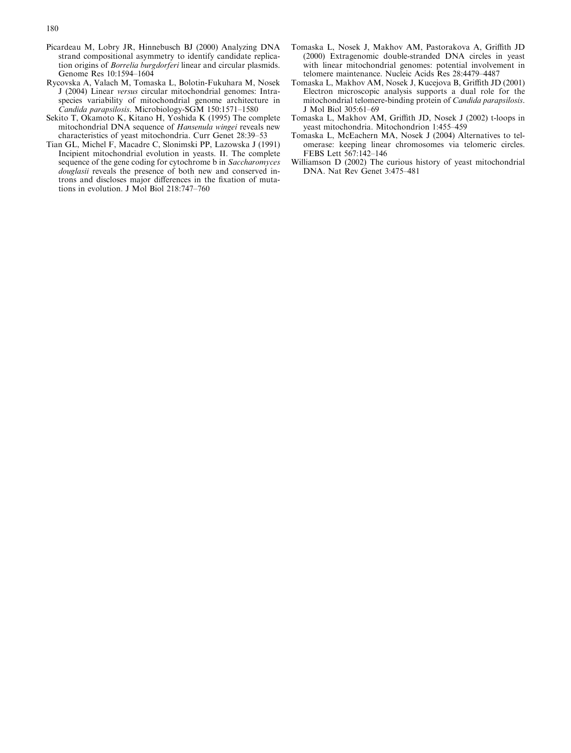Picardeau M, Lobry JR, Hinnebusch BJ (2000) Analyzing DNA strand compositional asymmetry to identify candidate replication origins of *Borrelia burgdorferi* linear and circular plasmids. Genome Res 10:1594–1604

Rycovska A, Valach M, Tomaska L, Bolotin-Fukuhara M, Nosek J (2004) Linear *versus* circular mitochondrial genomes: Intraspecies variability of mitochondrial genome architecture in *Candida parapsilosis*. Microbiology-SGM 150:1571–1580

Sekito T, Okamoto K, Kitano H, Yoshida K (1995) The complete mitochondrial DNA sequence of *Hansenula wingei* reveals new characteristics of yeast mitochondria. Curr Genet 28:39–53

Tian GL, Michel F, Macadre C, Slonimski PP, Lazowska J (1991) Incipient mitochondrial evolution in yeasts. II. The complete sequence of the gene coding for cytochrome b in *Saccharomyces douglasii* reveals the presence of both new and conserved introns and discloses major differences in the fixation of mutations in evolution. J Mol Biol 218:747–760

Tomaska L, Nosek J, Makhov AM, Pastorakova A, Griffith JD (2000) Extragenomic double-stranded DNA circles in yeast with linear mitochondrial genomes: potential involvement in telomere maintenance. Nucleic Acids Res 28:4479–4487

Tomaska L, Makhov AM, Nosek J, Kucejova B, Griffith JD (2001) Electron microscopic analysis supports a dual role for the mitochondrial telomere-binding protein of *Candida parapsilosis*. J Mol Biol 305:61–69

Tomaska L, Makhov AM, Griffith JD, Nosek J (2002) t-loops in yeast mitochondria. Mitochondrion 1:455–459

Tomaska L, McEachern MA, Nosek J (2004) Alternatives to telomerase: keeping linear chromosomes via telomeric circles. FEBS Lett 567:142–146

Williamson D (2002) The curious history of yeast mitochondrial DNA. Nat Rev Genet 3:475–481